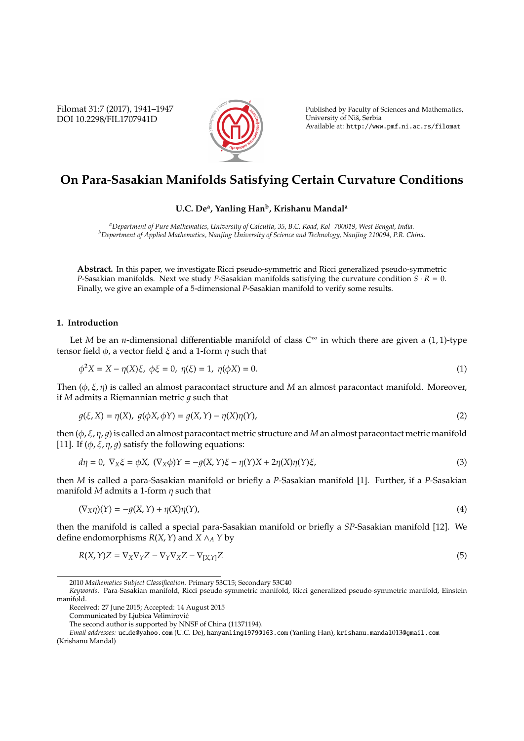# On Para-Sasakian Manifolds Satisfying Certain Curvature Conditions

**U.C. De[a], Yanling Han[b], Krishanu Mandal[a]**

[a] *Department of Pure Mathematics, University of Calcutta, 35, B.C. Road, Kol- 700019, West Bengal, India.*
[b] *Department of Applied Mathematics, Nanjing University of Science and Technology, Nanjing 210094, P.R. China.*

**Abstract.** In this paper, we investigate Ricci pseudo-symmetric and Ricci generalized pseudo-symmetric $P$-Sasakian manifolds. Next we study $P$-Sasakian manifolds satisfying the curvature condition $S \cdot R = 0$. Finally, we give an example of a 5-dimensional $P$-Sasakian manifold to verify some results.

## 1. Introduction

Let $M$ be an $n$-dimensional differentiable manifold of class $C^\infty$ in which there are given a $(1,1)$-type tensor field $\phi$, a vector field $\xi$ and a 1-form $\eta$ such that

$$\phi^2 X = X - \eta(X)\xi, \ \phi\xi = 0, \ \eta(\xi) = 1, \ \eta(\phi X) = 0. \tag{1}$$

Then $(\phi, \xi, \eta)$ is called an almost paracontact structure and $M$ an almost paracontact manifold. Moreover, if $M$ admits a Riemannian metric $g$ such that

$$g(\xi, X) = \eta(X), \ g(\phi X, \phi Y) = g(X, Y) - \eta(X)\eta(Y), \tag{2}$$

then $(\phi, \xi, \eta, g)$ is called an almost paracontact metric structure and $M$ an almost paracontact metric manifold [11]. If $(\phi, \xi, \eta, g)$ satisfy the following equations:

$$d\eta = 0, \ \nabla_X \xi = \phi X, \ (\nabla_X \phi)Y = -g(X, Y)\xi - \eta(Y)X + 2\eta(X)\eta(Y)\xi, \tag{3}$$

then $M$ is called a para-Sasakian manifold or briefly a $P$-Sasakian manifold [1]. Further, if a $P$-Sasakian manifold $M$ admits a 1-form $\eta$ such that

$$(\nabla_X \eta)(Y) = -g(X, Y) + \eta(X)\eta(Y), \tag{4}$$

then the manifold is called a special para-Sasakian manifold or briefly a $SP$-Sasakian manifold [12]. We define endomorphisms $R(X, Y)$ and $X \wedge_A Y$ by

$$R(X, Y)Z = \nabla_X \nabla_Y Z - \nabla_Y \nabla_X Z - \nabla_{[X,Y]} Z \tag{5}$$

---

2010 *Mathematics Subject Classification*. Primary 53C15; Secondary 53C40

*Keywords*. Para-Sasakian manifold, Ricci pseudo-symmetric manifold, Ricci generalized pseudo-symmetric manifold, Einstein manifold.

Received: 27 June 2015; Accepted: 14 August 2015

Communicated by Ljubica Velimirović

The second author is supported by NNSF of China (11371194).

*Email addresses:* uc_de@yahoo.com (U.C. De), hanyanling1979@163.com (Yanling Han), krishanu.mandal013@gmail.com (Krishanu Mandal)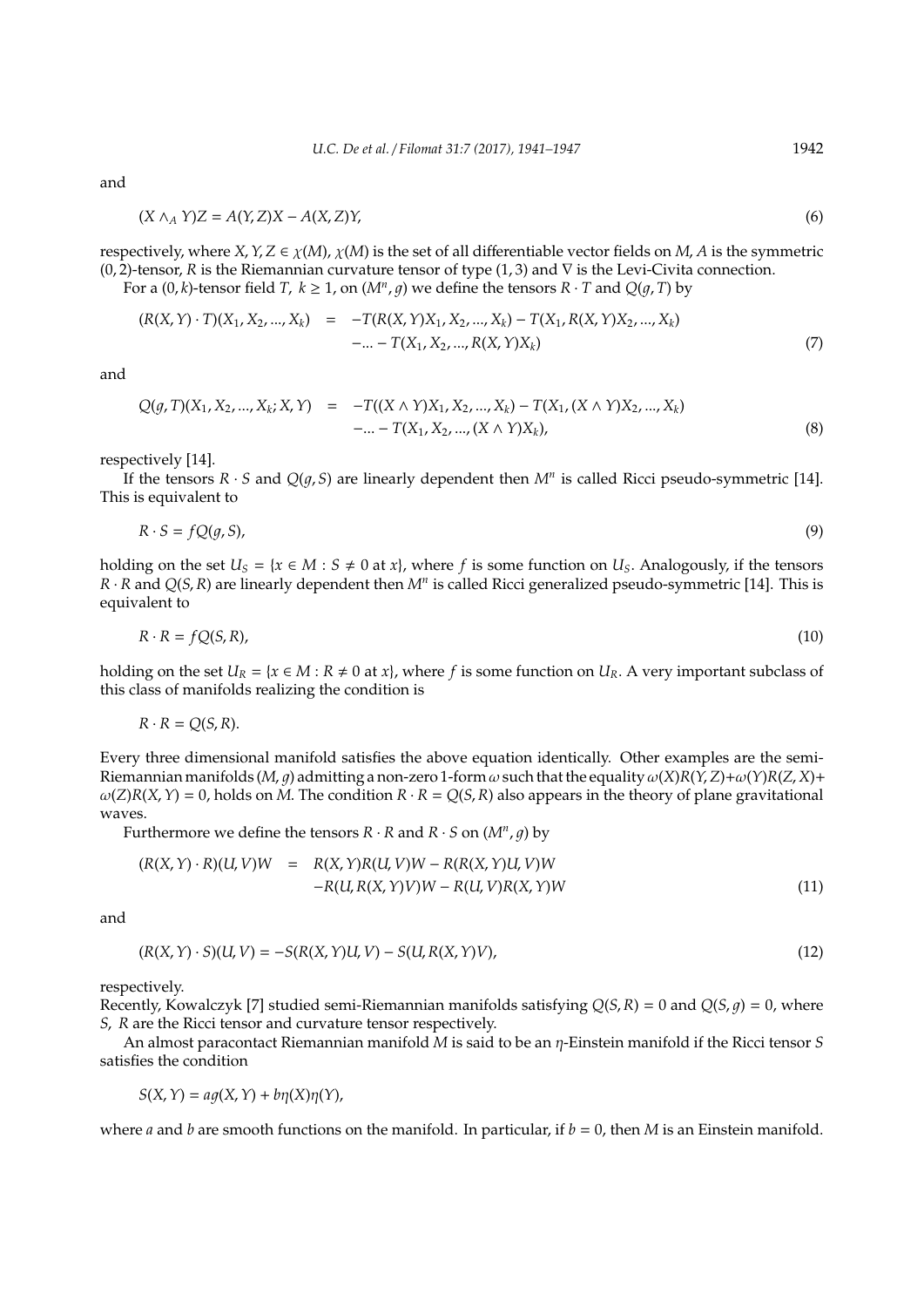and

$$(X \wedge_A Y)Z = A(Y, Z)X - A(X, Z)Y, \tag{6}$$

respectively, where $X, Y, Z \in \chi(M)$, $\chi(M)$ is the set of all differentiable vector fields on $M$, $A$ is the symmetric $(0, 2)$-tensor, $R$ is the Riemannian curvature tensor of type $(1, 3)$ and $\nabla$ is the Levi-Civita connection.

For a $(0, k)$-tensor field $T$, $k \geq 1$, on $(M^n, g)$ we define the tensors $R \cdot T$ and $Q(g, T)$ by

$$\begin{aligned}(R(X, Y) \cdot T)(X_1, X_2, ..., X_k) &= -T(R(X, Y)X_1, X_2, ..., X_k) - T(X_1, R(X, Y)X_2, ..., X_k) \\ &\quad - ... - T(X_1, X_2, ..., R(X, Y)X_k)\end{aligned} \tag{7}$$

and

$$\begin{aligned}Q(g, T)(X_1, X_2, ..., X_k; X, Y) &= -T((X \wedge Y)X_1, X_2, ..., X_k) - T(X_1, (X \wedge Y)X_2, ..., X_k) \\ &\quad - ... - T(X_1, X_2, ..., (X \wedge Y)X_k),\end{aligned} \tag{8}$$

respectively [14].

If the tensors $R \cdot S$ and $Q(g, S)$ are linearly dependent then $M^n$ is called Ricci pseudo-symmetric [14]. This is equivalent to

$$R \cdot S = fQ(g, S), \tag{9}$$

holding on the set $U_S = \{x \in M : S \neq 0 \text{ at } x\}$, where $f$ is some function on $U_S$. Analogously, if the tensors $R \cdot R$ and $Q(S, R)$ are linearly dependent then $M^n$ is called Ricci generalized pseudo-symmetric [14]. This is equivalent to

$$R \cdot R = fQ(S, R), \tag{10}$$

holding on the set $U_R = \{x \in M : R \neq 0 \text{ at } x\}$, where $f$ is some function on $U_R$. A very important subclass of this class of manifolds realizing the condition is

$$R \cdot R = Q(S, R).$$

Every three dimensional manifold satisfies the above equation identically. Other examples are the semi-Riemannian manifolds $(M, g)$ admitting a non-zero 1-form $\omega$ such that the equality $\omega(X)R(Y, Z) + \omega(Y)R(Z, X) + \omega(Z)R(X, Y) = 0$, holds on $M$. The condition $R \cdot R = Q(S, R)$ also appears in the theory of plane gravitational waves.

Furthermore we define the tensors $R \cdot R$ and $R \cdot S$ on $(M^n, g)$ by

$$\begin{aligned}(R(X, Y) \cdot R)(U, V)W &= R(X, Y)R(U, V)W - R(R(X, Y)U, V)W \\ &\quad - R(U, R(X, Y)V)W - R(U, V)R(X, Y)W\end{aligned} \tag{11}$$

and

$$(R(X, Y) \cdot S)(U, V) = -S(R(X, Y)U, V) - S(U, R(X, Y)V), \tag{12}$$

respectively.

Recently, Kowalczyk [7] studied semi-Riemannian manifolds satisfying $Q(S, R) = 0$ and $Q(S, g) = 0$, where $S$, $R$ are the Ricci tensor and curvature tensor respectively.

An almost paracontact Riemannian manifold $M$ is said to be an $\eta$-Einstein manifold if the Ricci tensor $S$ satisfies the condition

$$S(X, Y) = ag(X, Y) + b\eta(X)\eta(Y),$$

where $a$ and $b$ are smooth functions on the manifold. In particular, if $b = 0$, then $M$ is an Einstein manifold.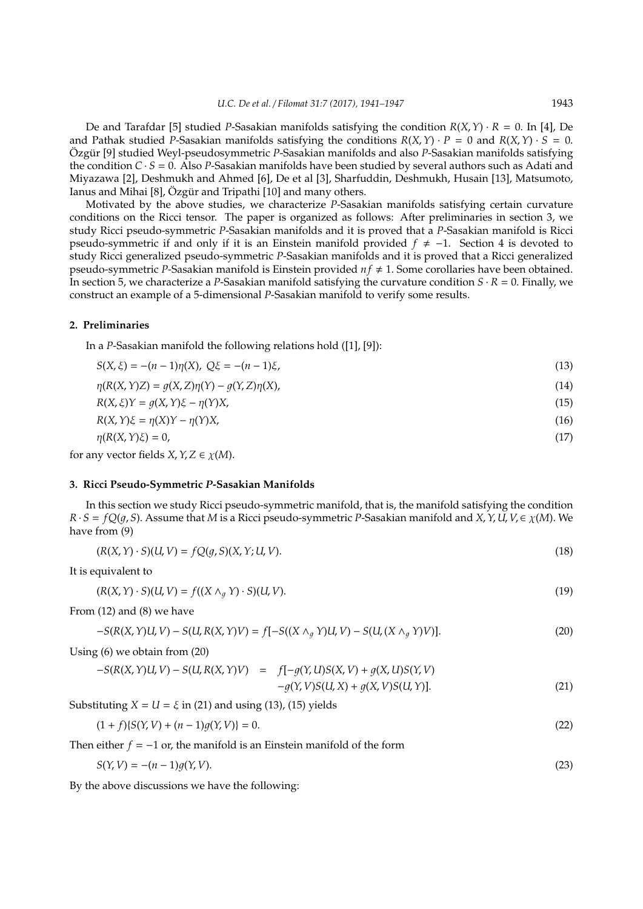De and Tarafdar [5] studied $P$-Sasakian manifolds satisfying the condition $R(X,Y)\cdot R = 0$. In [4], De and Pathak studied $P$-Sasakian manifolds satisfying the conditions $R(X,Y)\cdot P = 0$ and $R(X,Y)\cdot S = 0$. Özgür [9] studied Weyl-pseudosymmetric $P$-Sasakian manifolds and also $P$-Sasakian manifolds satisfying the condition $C\cdot S = 0$. Also $P$-Sasakian manifolds have been studied by several authors such as Adati and Miyazawa [2], Deshmukh and Ahmed [6], De et al [3], Sharfuddin, Deshmukh, Husain [13], Matsumoto, Ianus and Mihai [8], Özgür and Tripathi [10] and many others.

Motivated by the above studies, we characterize $P$-Sasakian manifolds satisfying certain curvature conditions on the Ricci tensor. The paper is organized as follows: After preliminaries in section 3, we study Ricci pseudo-symmetric $P$-Sasakian manifolds and it is proved that a $P$-Sasakian manifold is Ricci pseudo-symmetric if and only if it is an Einstein manifold provided $f \neq -1$. Section 4 is devoted to study Ricci generalized pseudo-symmetric $P$-Sasakian manifolds and it is proved that a Ricci generalized pseudo-symmetric $P$-Sasakian manifold is Einstein provided $nf \neq 1$. Some corollaries have been obtained. In section 5, we characterize a $P$-Sasakian manifold satisfying the curvature condition $S\cdot R = 0$. Finally, we construct an example of a 5-dimensional $P$-Sasakian manifold to verify some results.

## 2. Preliminaries

In a $P$-Sasakian manifold the following relations hold ([1], [9]):

$$S(X,\xi) = -(n-1)\eta(X),\ Q\xi = -(n-1)\xi, \tag{13}$$

$$\eta(R(X,Y)Z) = g(X,Z)\eta(Y) - g(Y,Z)\eta(X), \tag{14}$$

$$R(X,\xi)Y = g(X,Y)\xi - \eta(Y)X, \tag{15}$$

$$R(X,Y)\xi = \eta(X)Y - \eta(Y)X, \tag{16}$$

$$\eta(R(X,Y)\xi) = 0, \tag{17}$$

for any vector fields $X, Y, Z \in \chi(M)$.

## 3. Ricci Pseudo-Symmetric $P$-Sasakian Manifolds

In this section we study Ricci pseudo-symmetric manifold, that is, the manifold satisfying the condition $R\cdot S = fQ(g,S)$. Assume that $M$ is a Ricci pseudo-symmetric $P$-Sasakian manifold and $X, Y, U, V, \in \chi(M)$. We have from (9)

$$(R(X,Y)\cdot S)(U,V) = fQ(g,S)(X,Y;U,V). \tag{18}$$

It is equivalent to

$$(R(X,Y)\cdot S)(U,V) = f((X\wedge_g Y)\cdot S)(U,V). \tag{19}$$

From (12) and (8) we have

$$-S(R(X,Y)U,V) - S(U,R(X,Y)V) = f[-S((X\wedge_g Y)U,V) - S(U,(X\wedge_g Y)V)]. \tag{20}$$

Using (6) we obtain from (20)

$$\begin{aligned} -S(R(X,Y)U,V) - S(U,R(X,Y)V) \quad &= \quad f[-g(Y,U)S(X,V) + g(X,U)S(Y,V) \\ &\quad -g(Y,V)S(U,X) + g(X,V)S(U,Y)]. \end{aligned} \tag{21}$$

Substituting $X = U = \xi$ in (21) and using (13), (15) yields

$$(1+f)\{S(Y,V) + (n-1)g(Y,V)\} = 0. \tag{22}$$

Then either $f = -1$ or, the manifold is an Einstein manifold of the form

$$S(Y,V) = -(n-1)g(Y,V). \tag{23}$$

By the above discussions we have the following: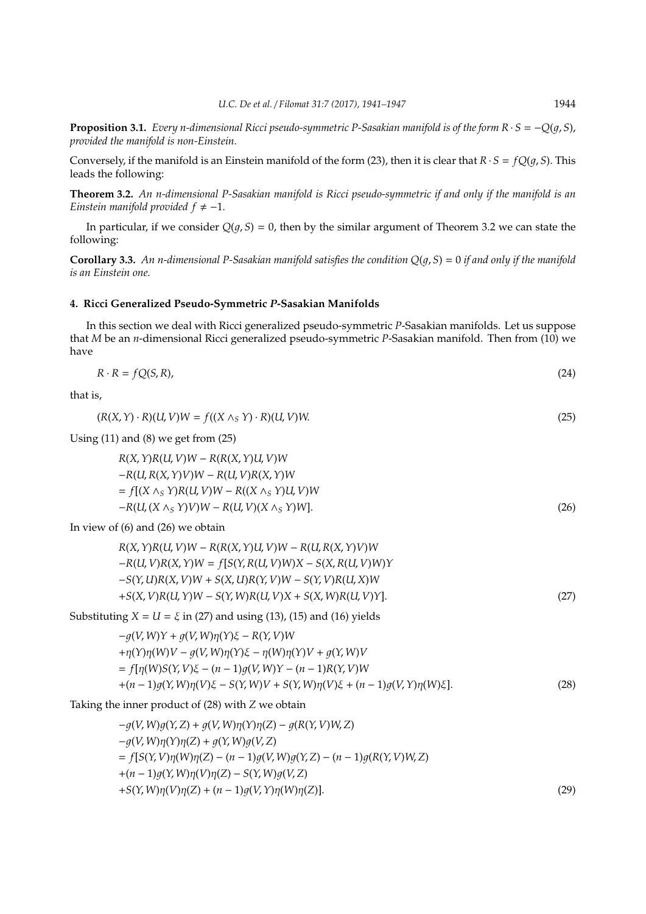**Proposition 3.1.** *Every n-dimensional Ricci pseudo-symmetric P-Sasakian manifold is of the form $R \cdot S = -Q(g, S)$, provided the manifold is non-Einstein.*

Conversely, if the manifold is an Einstein manifold of the form (23), then it is clear that $R \cdot S = fQ(g, S)$. This leads the following:

**Theorem 3.2.** *An n-dimensional P-Sasakian manifold is Ricci pseudo-symmetric if and only if the manifold is an Einstein manifold provided $f \neq -1$.*

In particular, if we consider $Q(g, S) = 0$, then by the similar argument of Theorem 3.2 we can state the following:

**Corollary 3.3.** *An n-dimensional P-Sasakian manifold satisfies the condition $Q(g, S) = 0$ if and only if the manifold is an Einstein one.*

## 4. Ricci Generalized Pseudo-Symmetric *P*-Sasakian Manifolds

In this section we deal with Ricci generalized pseudo-symmetric *P*-Sasakian manifolds. Let us suppose that $M$ be an $n$-dimensional Ricci generalized pseudo-symmetric *P*-Sasakian manifold. Then from (10) we have

$$R \cdot R = fQ(S, R), \tag{24}$$

that is,

$$(R(X, Y) \cdot R)(U, V)W = f((X \wedge_S Y) \cdot R)(U, V)W. \tag{25}$$

Using (11) and (8) we get from (25)

$$\begin{aligned}
&R(X, Y)R(U, V)W - R(R(X, Y)U, V)W \\
&-R(U, R(X, Y)V)W - R(U, V)R(X, Y)W \\
&= f[(X \wedge_S Y)R(U, V)W - R((X \wedge_S Y)U, V)W \\
&-R(U, (X \wedge_S Y)V)W - R(U, V)(X \wedge_S Y)W].
\end{aligned} \tag{26}$$

In view of (6) and (26) we obtain

$$\begin{aligned}
&R(X, Y)R(U, V)W - R(R(X, Y)U, V)W - R(U, R(X, Y)V)W \\
&-R(U, V)R(X, Y)W = f[S(Y, R(U, V)W)X - S(X, R(U, V)W)Y \\
&-S(Y, U)R(X, V)W + S(X, U)R(Y, V)W - S(Y, V)R(U, X)W \\
&+S(X, V)R(U, Y)W - S(Y, W)R(U, V)X + S(X, W)R(U, V)Y].
\end{aligned} \tag{27}$$

Substituting $X = U = \xi$ in (27) and using (13), (15) and (16) yields

$$\begin{aligned}
&-g(V, W)Y + g(V, W)\eta(Y)\xi - R(Y, V)W \\
&+\eta(Y)\eta(W)V - g(V, W)\eta(Y)\xi - \eta(W)\eta(Y)V + g(Y, W)V \\
&= f[\eta(W)S(Y, V)\xi - (n-1)g(V, W)Y - (n-1)R(Y, V)W \\
&+(n-1)g(Y, W)\eta(V)\xi - S(Y, W)V + S(Y, W)\eta(V)\xi + (n-1)g(V, Y)\eta(W)\xi].
\end{aligned} \tag{28}$$

Taking the inner product of (28) with $Z$ we obtain

$$\begin{aligned}
&-g(V, W)g(Y, Z) + g(V, W)\eta(Y)\eta(Z) - g(R(Y, V)W, Z) \\
&-g(V, W)\eta(Y)\eta(Z) + g(Y, W)g(V, Z) \\
&= f[S(Y, V)\eta(W)\eta(Z) - (n-1)g(V, W)g(Y, Z) - (n-1)g(R(Y, V)W, Z) \\
&+(n-1)g(Y, W)\eta(V)\eta(Z) - S(Y, W)g(V, Z) \\
&+S(Y, W)\eta(V)\eta(Z) + (n-1)g(V, Y)\eta(W)\eta(Z)].
\end{aligned} \tag{29}$$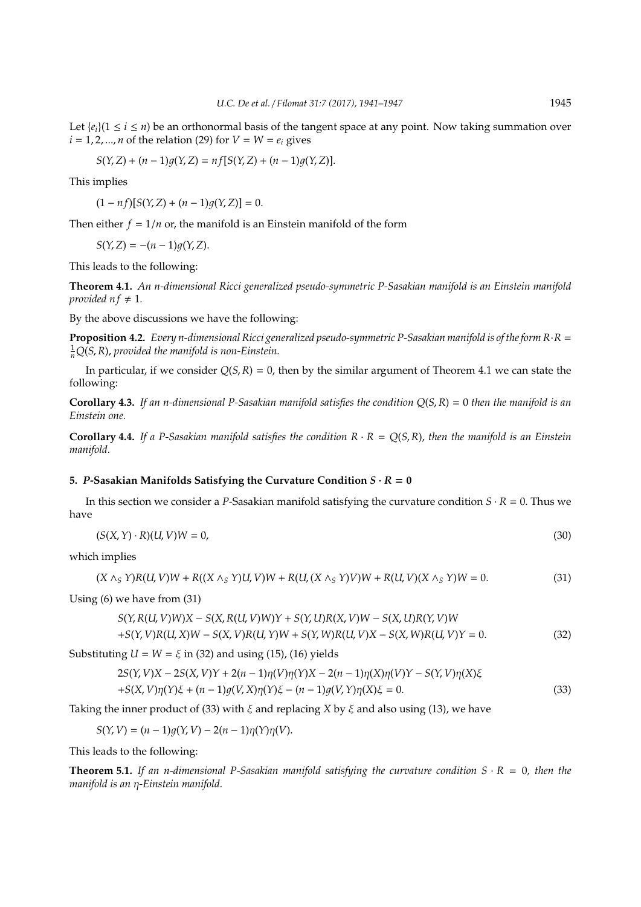Let $\{e_i\}(1 \leq i \leq n)$ be an orthonormal basis of the tangent space at any point. Now taking summation over $i = 1, 2, ..., n$ of the relation (29) for $V = W = e_i$ gives

$$S(Y, Z) + (n - 1)g(Y, Z) = nf[S(Y, Z) + (n - 1)g(Y, Z)].$$

This implies

$$(1 - nf)[S(Y, Z) + (n - 1)g(Y, Z)] = 0.$$

Then either $f = 1/n$ or, the manifold is an Einstein manifold of the form

$$S(Y, Z) = -(n - 1)g(Y, Z).$$

This leads to the following:

**Theorem 4.1.** *An n-dimensional Ricci generalized pseudo-symmetric P-Sasakian manifold is an Einstein manifold provided $nf \neq 1$.*

By the above discussions we have the following:

**Proposition 4.2.** *Every n-dimensional Ricci generalized pseudo-symmetric P-Sasakian manifold is of the form $R \cdot R = \frac{1}{n} Q(S, R)$, provided the manifold is non-Einstein.*

In particular, if we consider $Q(S, R) = 0$, then by the similar argument of Theorem 4.1 we can state the following:

**Corollary 4.3.** *If an n-dimensional P-Sasakian manifold satisfies the condition $Q(S, R) = 0$ then the manifold is an Einstein one.*

**Corollary 4.4.** *If a P-Sasakian manifold satisfies the condition $R \cdot R = Q(S, R)$, then the manifold is an Einstein manifold.*

## 5. P-Sasakian Manifolds Satisfying the Curvature Condition $S \cdot R = 0$

In this section we consider a P-Sasakian manifold satisfying the curvature condition $S \cdot R = 0$. Thus we have

$$(S(X, Y) \cdot R)(U, V)W = 0, \tag{30}$$

which implies

$$(X \wedge_S Y)R(U, V)W + R((X \wedge_S Y)U, V)W + R(U, (X \wedge_S Y)V)W + R(U, V)(X \wedge_S Y)W = 0. \tag{31}$$

Using (6) we have from (31)

$$\begin{aligned}
&S(Y, R(U, V)W)X - S(X, R(U, V)W)Y + S(Y, U)R(X, V)W - S(X, U)R(Y, V)W \\
&+S(Y, V)R(U, X)W - S(X, V)R(U, Y)W + S(Y, W)R(U, V)X - S(X, W)R(U, V)Y = 0.
\end{aligned} \tag{32}$$

Substituting $U = W = \xi$ in (32) and using (15), (16) yields

$$\begin{aligned}
&2S(Y, V)X - 2S(X, V)Y + 2(n - 1)\eta(V)\eta(Y)X - 2(n - 1)\eta(X)\eta(V)Y - S(Y, V)\eta(X)\xi \\
&+S(X, V)\eta(Y)\xi + (n - 1)g(V, X)\eta(Y)\xi - (n - 1)g(V, Y)\eta(X)\xi = 0.
\end{aligned} \tag{33}$$

Taking the inner product of (33) with $\xi$ and replacing $X$ by $\xi$ and also using (13), we have

$$S(Y, V) = (n - 1)g(Y, V) - 2(n - 1)\eta(Y)\eta(V).$$

This leads to the following:

**Theorem 5.1.** *If an n-dimensional P-Sasakian manifold satisfying the curvature condition $S \cdot R = 0$, then the manifold is an η-Einstein manifold.*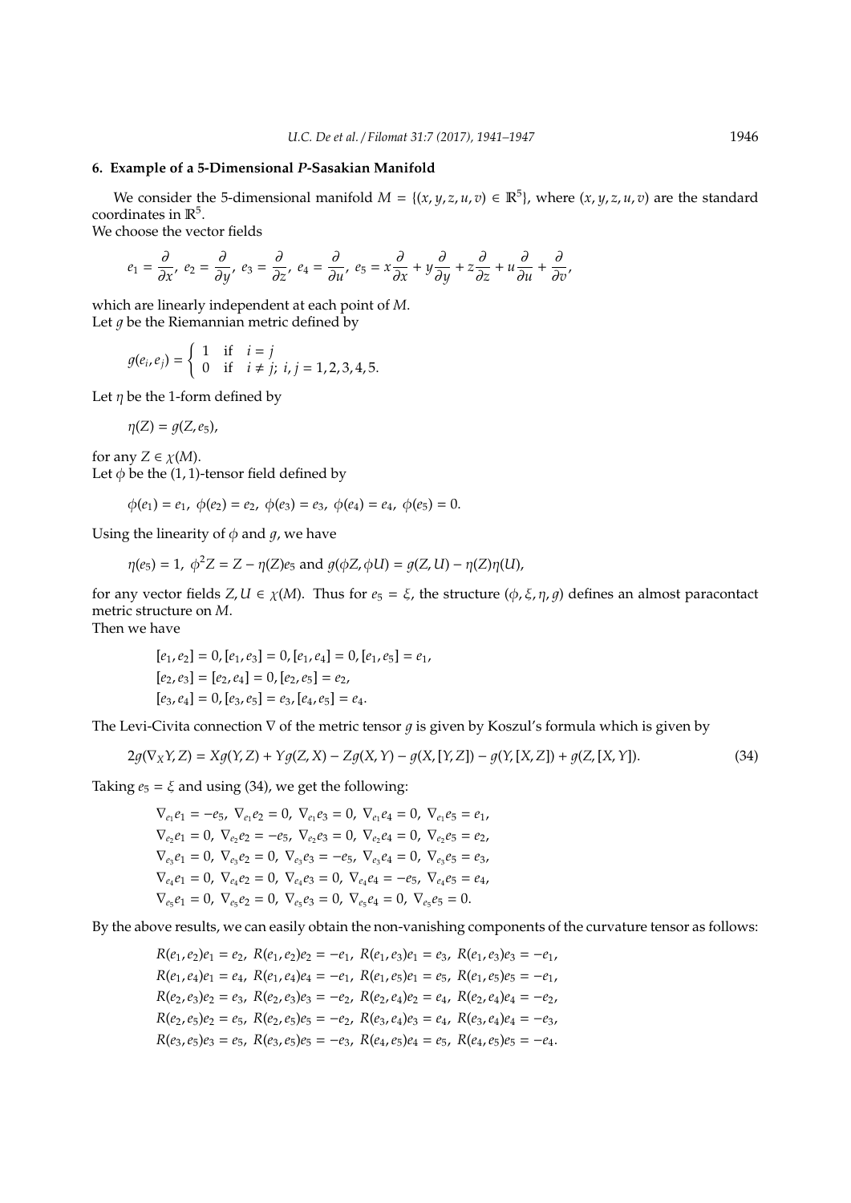## 6. Example of a 5-Dimensional P-Sasakian Manifold

We consider the 5-dimensional manifold $M = \{(x, y, z, u, v) \in \mathbb{R}^5\}$, where $(x, y, z, u, v)$ are the standard coordinates in $\mathbb{R}^5$.

We choose the vector fields

$$e_1 = \frac{\partial}{\partial x},\ e_2 = \frac{\partial}{\partial y},\ e_3 = \frac{\partial}{\partial z},\ e_4 = \frac{\partial}{\partial u},\ e_5 = x\frac{\partial}{\partial x} + y\frac{\partial}{\partial y} + z\frac{\partial}{\partial z} + u\frac{\partial}{\partial u} + \frac{\partial}{\partial v},$$

which are linearly independent at each point of $M$.

Let $g$ be the Riemannian metric defined by

$$g(e_i, e_j) = \begin{cases} 1 & \text{if} \quad i = j \\ 0 & \text{if} \quad i \neq j;\ i, j = 1, 2, 3, 4, 5. \end{cases}$$

Let $\eta$ be the 1-form defined by

$$\eta(Z) = g(Z, e_5),$$

for any $Z \in \chi(M)$.

Let $\phi$ be the $(1, 1)$-tensor field defined by

$$\phi(e_1) = e_1,\ \phi(e_2) = e_2,\ \phi(e_3) = e_3,\ \phi(e_4) = e_4,\ \phi(e_5) = 0.$$

Using the linearity of $\phi$ and $g$, we have

$$\eta(e_5) = 1,\ \phi^2 Z = Z - \eta(Z)e_5 \text{ and } g(\phi Z, \phi U) = g(Z, U) - \eta(Z)\eta(U),$$

for any vector fields $Z, U \in \chi(M)$. Thus for $e_5 = \xi$, the structure $(\phi, \xi, \eta, g)$ defines an almost paracontact metric structure on $M$.

Then we have

$$[e_1, e_2] = 0, [e_1, e_3] = 0, [e_1, e_4] = 0, [e_1, e_5] = e_1,$$
$$[e_2, e_3] = [e_2, e_4] = 0, [e_2, e_5] = e_2,$$
$$[e_3, e_4] = 0, [e_3, e_5] = e_3, [e_4, e_5] = e_4.$$

The Levi-Civita connection $\nabla$ of the metric tensor $g$ is given by Koszul's formula which is given by

$$2g(\nabla_X Y, Z) = Xg(Y, Z) + Yg(Z, X) - Zg(X, Y) - g(X, [Y, Z]) - g(Y, [X, Z]) + g(Z, [X, Y]). \tag{34}$$

Taking $e_5 = \xi$ and using (34), we get the following:

$$\nabla_{e_1} e_1 = -e_5,\ \nabla_{e_1} e_2 = 0,\ \nabla_{e_1} e_3 = 0,\ \nabla_{e_1} e_4 = 0,\ \nabla_{e_1} e_5 = e_1,$$
$$\nabla_{e_2} e_1 = 0,\ \nabla_{e_2} e_2 = -e_5,\ \nabla_{e_2} e_3 = 0,\ \nabla_{e_2} e_4 = 0,\ \nabla_{e_2} e_5 = e_2,$$
$$\nabla_{e_3} e_1 = 0,\ \nabla_{e_3} e_2 = 0,\ \nabla_{e_3} e_3 = -e_5,\ \nabla_{e_3} e_4 = 0,\ \nabla_{e_3} e_5 = e_3,$$
$$\nabla_{e_4} e_1 = 0,\ \nabla_{e_4} e_2 = 0,\ \nabla_{e_4} e_3 = 0,\ \nabla_{e_4} e_4 = -e_5,\ \nabla_{e_4} e_5 = e_4,$$
$$\nabla_{e_5} e_1 = 0,\ \nabla_{e_5} e_2 = 0,\ \nabla_{e_5} e_3 = 0,\ \nabla_{e_5} e_4 = 0,\ \nabla_{e_5} e_5 = 0.$$

By the above results, we can easily obtain the non-vanishing components of the curvature tensor as follows:

$$R(e_1, e_2)e_1 = e_2,\ R(e_1, e_2)e_2 = -e_1,\ R(e_1, e_3)e_1 = e_3,\ R(e_1, e_3)e_3 = -e_1,$$
$$R(e_1, e_4)e_1 = e_4,\ R(e_1, e_4)e_4 = -e_1,\ R(e_1, e_5)e_1 = e_5,\ R(e_1, e_5)e_5 = -e_1,$$
$$R(e_2, e_3)e_2 = e_3,\ R(e_2, e_3)e_3 = -e_2,\ R(e_2, e_4)e_2 = e_4,\ R(e_2, e_4)e_4 = -e_2,$$
$$R(e_2, e_5)e_2 = e_5,\ R(e_2, e_5)e_5 = -e_2,\ R(e_3, e_4)e_3 = e_4,\ R(e_3, e_4)e_4 = -e_3,$$
$$R(e_3, e_5)e_3 = e_5,\ R(e_3, e_5)e_5 = -e_3,\ R(e_4, e_5)e_4 = e_5,\ R(e_4, e_5)e_5 = -e_4.$$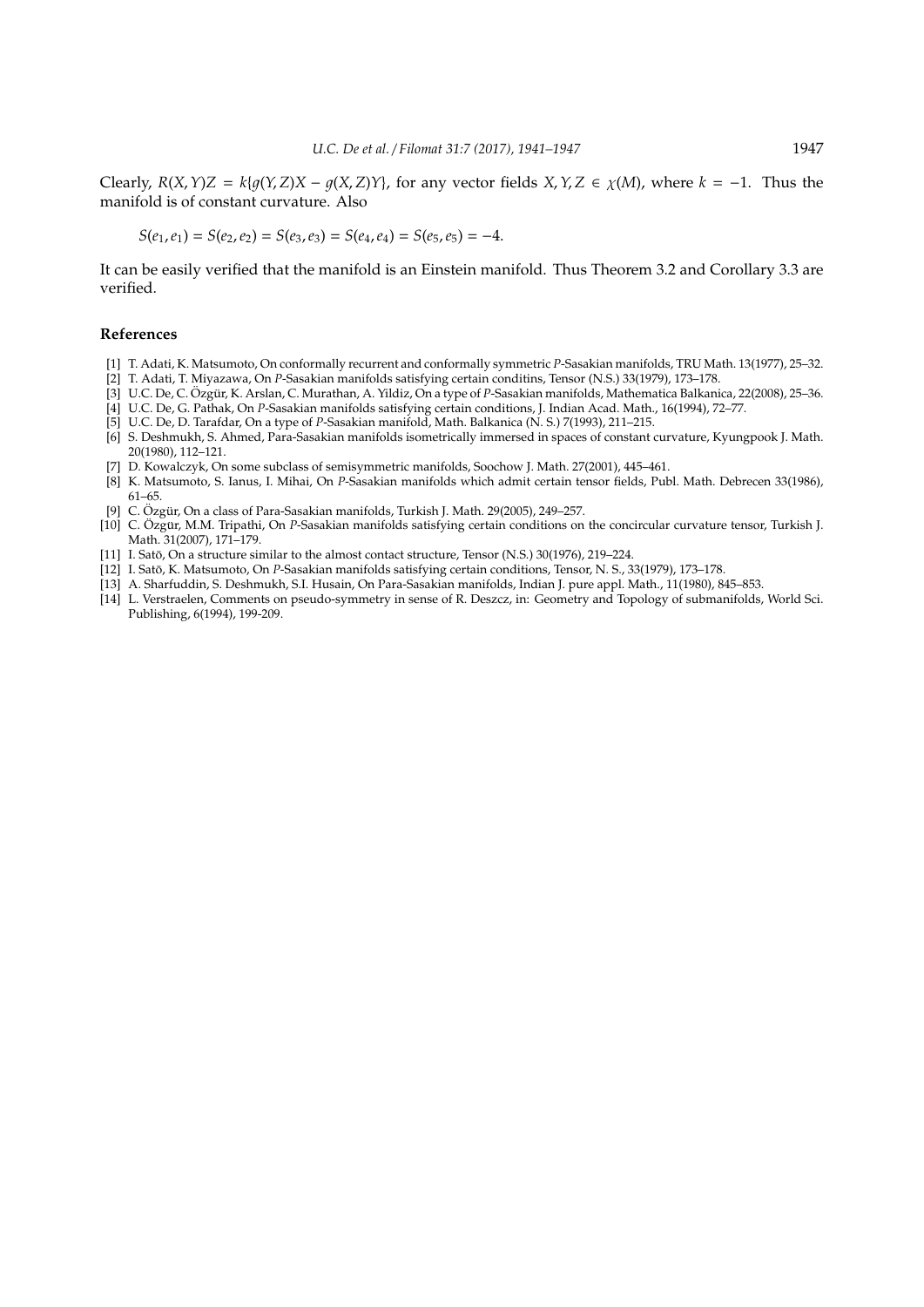Clearly, $R(X, Y)Z = k\{g(Y, Z)X - g(X, Z)Y\}$, for any vector fields $X, Y, Z \in \chi(M)$, where $k = -1$. Thus the manifold is of constant curvature. Also

$$S(e_1, e_1) = S(e_2, e_2) = S(e_3, e_3) = S(e_4, e_4) = S(e_5, e_5) = -4.$$

It can be easily verified that the manifold is an Einstein manifold. Thus Theorem 3.2 and Corollary 3.3 are verified.

## References

[1] T. Adati, K. Matsumoto, On conformally recurrent and conformally symmetric *P*-Sasakian manifolds, TRU Math. 13(1977), 25–32.

[2] T. Adati, T. Miyazawa, On *P*-Sasakian manifolds satisfying certain conditins, Tensor (N.S.) 33(1979), 173–178.

[3] U.C. De, C. Özgür, K. Arslan, C. Murathan, A. Yildiz, On a type of *P*-Sasakian manifolds, Mathematica Balkanica, 22(2008), 25–36.

[4] U.C. De, G. Pathak, On *P*-Sasakian manifolds satisfying certain conditions, J. Indian Acad. Math., 16(1994), 72–77.

[5] U.C. De, D. Tarafdar, On a type of *P*-Sasakian manifold, Math. Balkanica (N. S.) 7(1993), 211–215.

[6] S. Deshmukh, S. Ahmed, Para-Sasakian manifolds isometrically immersed in spaces of constant curvature, Kyungpook J. Math. 20(1980), 112–121.

[7] D. Kowalczyk, On some subclass of semisymmetric manifolds, Soochow J. Math. 27(2001), 445–461.

[8] K. Matsumoto, S. Ianus, I. Mihai, On *P*-Sasakian manifolds which admit certain tensor fields, Publ. Math. Debrecen 33(1986), 61–65.

[9] C. Özgür, On a class of Para-Sasakian manifolds, Turkish J. Math. 29(2005), 249–257.

[10] C. Özgür, M.M. Tripathi, On *P*-Sasakian manifolds satisfying certain conditions on the concircular curvature tensor, Turkish J. Math. 31(2007), 171–179.

[11] I. Satō, On a structure similar to the almost contact structure, Tensor (N.S.) 30(1976), 219–224.

[12] I. Satō, K. Matsumoto, On *P*-Sasakian manifolds satisfying certain conditions, Tensor, N. S., 33(1979), 173–178.

[13] A. Sharfuddin, S. Deshmukh, S.I. Husain, On Para-Sasakian manifolds, Indian J. pure appl. Math., 11(1980), 845–853.

[14] L. Verstraelen, Comments on pseudo-symmetry in sense of R. Deszcz, in: Geometry and Topology of submanifolds, World Sci. Publishing, 6(1994), 199-209.